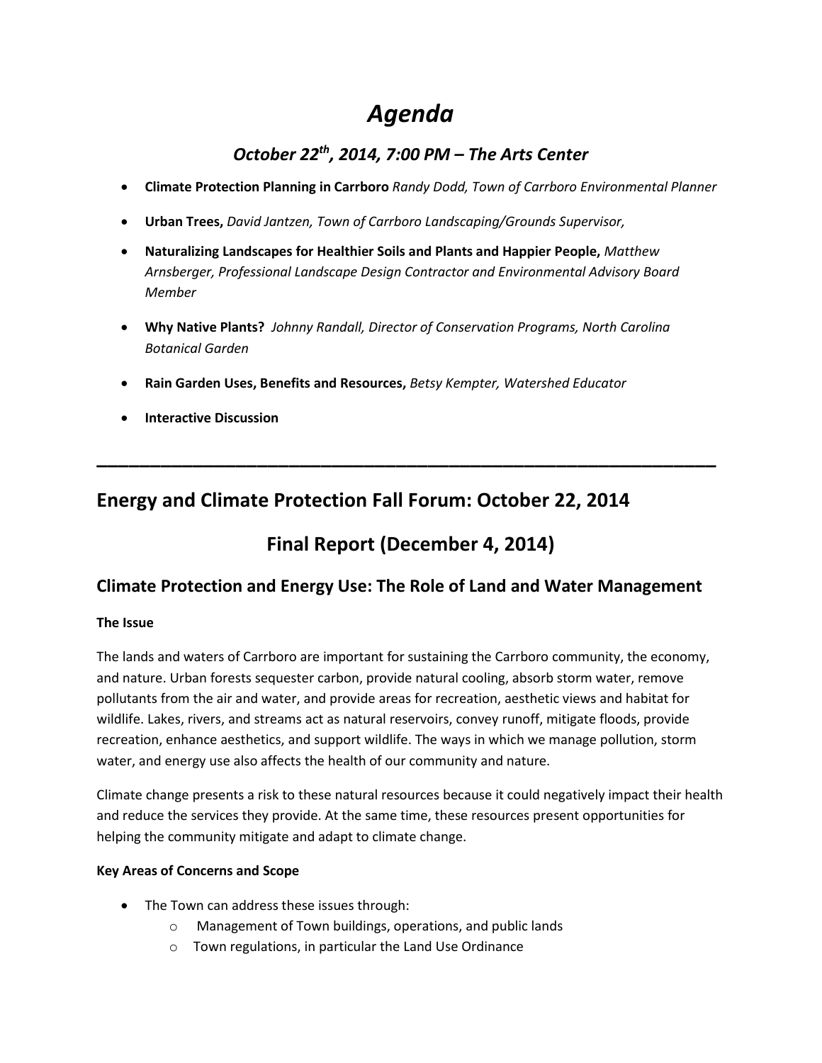# *Agenda*

## *October 22th, 2014, 7:00 PM – The Arts Center*

- **Climate Protection Planning in Carrboro** *Randy Dodd, Town of Carrboro Environmental Planner*
- **Urban Trees,** *David Jantzen, Town of Carrboro Landscaping/Grounds Supervisor,*
- **Naturalizing Landscapes for Healthier Soils and Plants and Happier People,** *Matthew Arnsberger, Professional Landscape Design Contractor and Environmental Advisory Board Member*
- **Why Native Plants?** *Johnny Randall, Director of Conservation Programs, North Carolina Botanical Garden*
- **Rain Garden Uses, Benefits and Resources,** *Betsy Kempter, Watershed Educator*
- **Interactive Discussion**

---

## Energy and Climate Protection Fall Forum: October 22, 2014

## Final Report (December 4, 2014)

### Climate Protection and Energy Use: The Role of Land and Water Management

**The Issue**

The lands and waters of Carrboro are important for sustaining the Carrboro community, the economy, and nature. Urban forests sequester carbon, provide natural cooling, absorb storm water, remove pollutants from the air and water, and provide areas for recreation, aesthetic views and habitat for wildlife. Lakes, rivers, and streams act as natural reservoirs, convey runoff, mitigate floods, provide recreation, enhance aesthetics, and support wildlife. The ways in which we manage pollution, storm water, and energy use also affects the health of our community and nature.

Climate change presents a risk to these natural resources because it could negatively impact their health and reduce the services they provide. At the same time, these resources present opportunities for helping the community mitigate and adapt to climate change.

**Key Areas of Concerns and Scope**

- The Town can address these issues through:
  - Management of Town buildings, operations, and public lands
  - Town regulations, in particular the Land Use Ordinance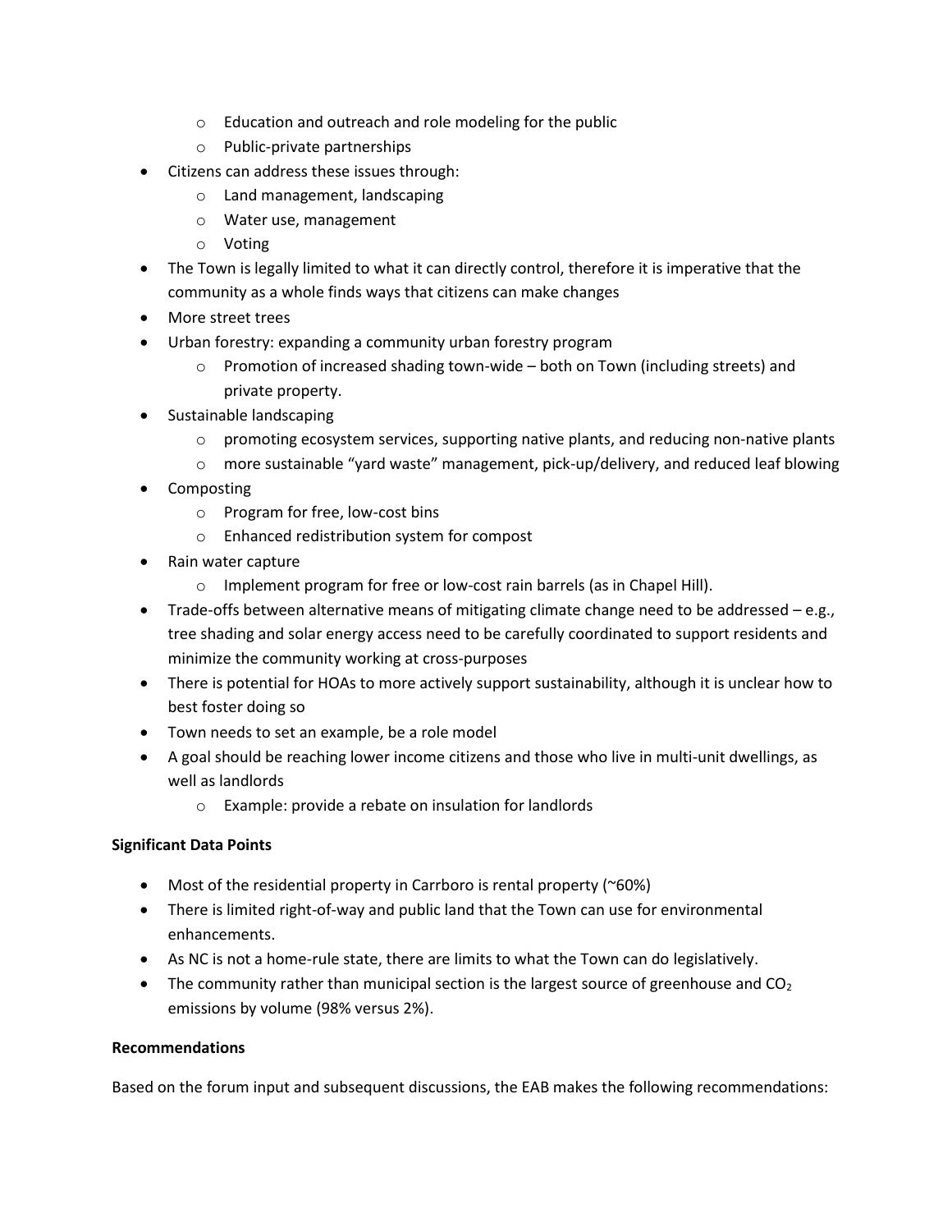- Education and outreach and role modeling for the public
  - Public-private partnerships
- Citizens can address these issues through:
  - Land management, landscaping
  - Water use, management
  - Voting
- The Town is legally limited to what it can directly control, therefore it is imperative that the community as a whole finds ways that citizens can make changes
- More street trees
- Urban forestry: expanding a community urban forestry program
  - Promotion of increased shading town-wide – both on Town (including streets) and private property.
- Sustainable landscaping
  - promoting ecosystem services, supporting native plants, and reducing non-native plants
  - more sustainable "yard waste" management, pick-up/delivery, and reduced leaf blowing
- Composting
  - Program for free, low-cost bins
  - Enhanced redistribution system for compost
- Rain water capture
  - Implement program for free or low-cost rain barrels (as in Chapel Hill).
- Trade-offs between alternative means of mitigating climate change need to be addressed – e.g., tree shading and solar energy access need to be carefully coordinated to support residents and minimize the community working at cross-purposes
- There is potential for HOAs to more actively support sustainability, although it is unclear how to best foster doing so
- Town needs to set an example, be a role model
- A goal should be reaching lower income citizens and those who live in multi-unit dwellings, as well as landlords
  - Example: provide a rebate on insulation for landlords

**Significant Data Points**

- Most of the residential property in Carrboro is rental property (~60%)
- There is limited right-of-way and public land that the Town can use for environmental enhancements.
- As NC is not a home-rule state, there are limits to what the Town can do legislatively.
- The community rather than municipal section is the largest source of greenhouse and $CO_2$ emissions by volume (98% versus 2%).

**Recommendations**

Based on the forum input and subsequent discussions, the EAB makes the following recommendations: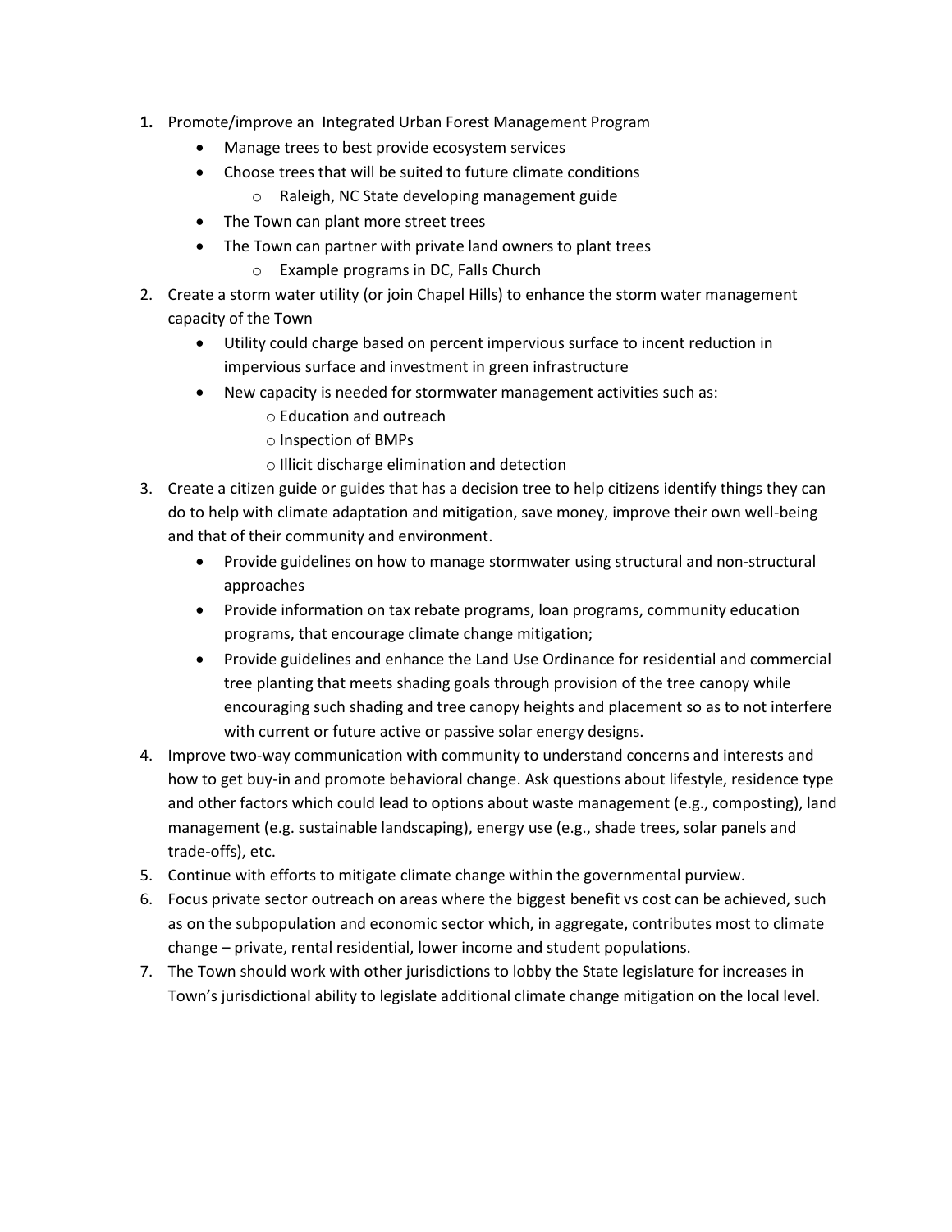1. Promote/improve an Integrated Urban Forest Management Program
    - Manage trees to best provide ecosystem services
    - Choose trees that will be suited to future climate conditions
        - Raleigh, NC State developing management guide
    - The Town can plant more street trees
    - The Town can partner with private land owners to plant trees
        - Example programs in DC, Falls Church
2. Create a storm water utility (or join Chapel Hills) to enhance the storm water management capacity of the Town
    - Utility could charge based on percent impervious surface to incent reduction in impervious surface and investment in green infrastructure
    - New capacity is needed for stormwater management activities such as:
        - Education and outreach
        - Inspection of BMPs
        - Illicit discharge elimination and detection
3. Create a citizen guide or guides that has a decision tree to help citizens identify things they can do to help with climate adaptation and mitigation, save money, improve their own well-being and that of their community and environment.
    - Provide guidelines on how to manage stormwater using structural and non-structural approaches
    - Provide information on tax rebate programs, loan programs, community education programs, that encourage climate change mitigation;
    - Provide guidelines and enhance the Land Use Ordinance for residential and commercial tree planting that meets shading goals through provision of the tree canopy while encouraging such shading and tree canopy heights and placement so as to not interfere with current or future active or passive solar energy designs.
4. Improve two-way communication with community to understand concerns and interests and how to get buy-in and promote behavioral change. Ask questions about lifestyle, residence type and other factors which could lead to options about waste management (e.g., composting), land management (e.g. sustainable landscaping), energy use (e.g., shade trees, solar panels and trade-offs), etc.
5. Continue with efforts to mitigate climate change within the governmental purview.
6. Focus private sector outreach on areas where the biggest benefit vs cost can be achieved, such as on the subpopulation and economic sector which, in aggregate, contributes most to climate change – private, rental residential, lower income and student populations.
7. The Town should work with other jurisdictions to lobby the State legislature for increases in Town's jurisdictional ability to legislate additional climate change mitigation on the local level.